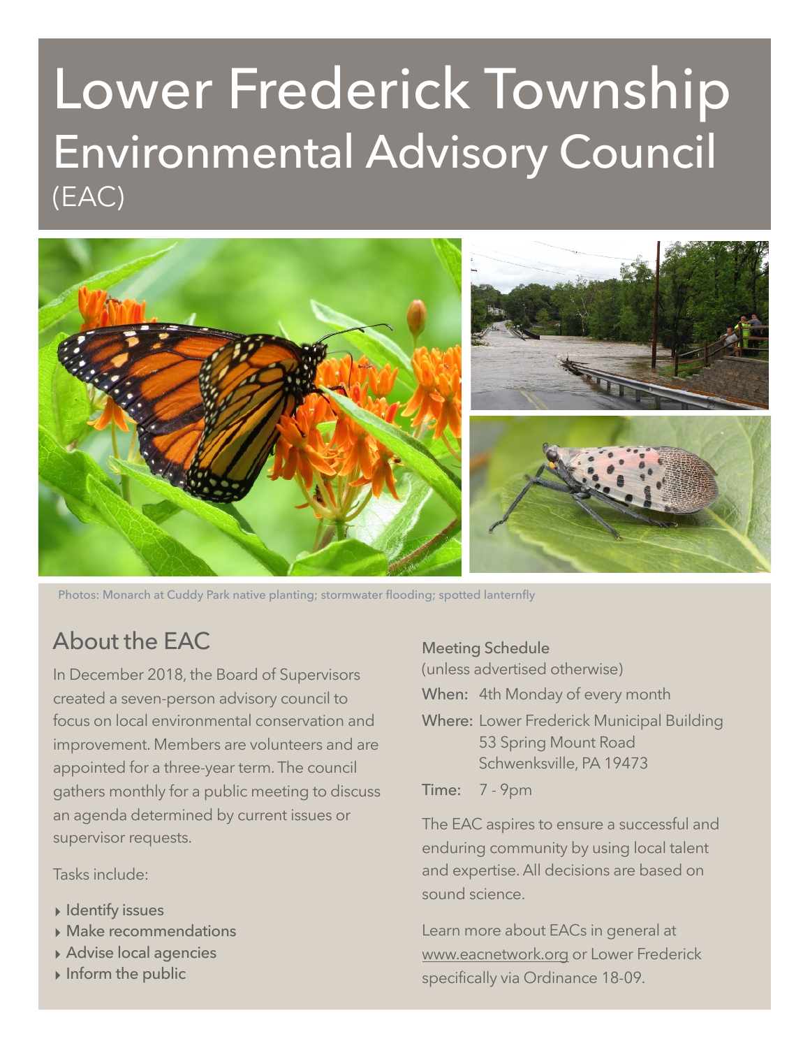# Lower Frederick Township

## Environmental Advisory Council

(EAC)

Photos: Monarch at Cuddy Park native planting; stormwater flooding; spotted lanternfly

## About the EAC

In December 2018, the Board of Supervisors created a seven-person advisory council to focus on local environmental conservation and improvement. Members are volunteers and are appointed for a three-year term. The council gathers monthly for a public meeting to discuss an agenda determined by current issues or supervisor requests.

Tasks include:

- Identify issues
- Make recommendations
- Advise local agencies
- Inform the public

**Meeting Schedule**

(unless advertised otherwise)

**When:** 4th Monday of every month

**Where:** Lower Frederick Municipal Building
53 Spring Mount Road
Schwenksville, PA 19473

**Time:** 7 - 9pm

The EAC aspires to ensure a successful and enduring community by using local talent and expertise. All decisions are based on sound science.

Learn more about EACs in general at www.eacnetwork.org or Lower Frederick specifically via Ordinance 18-09.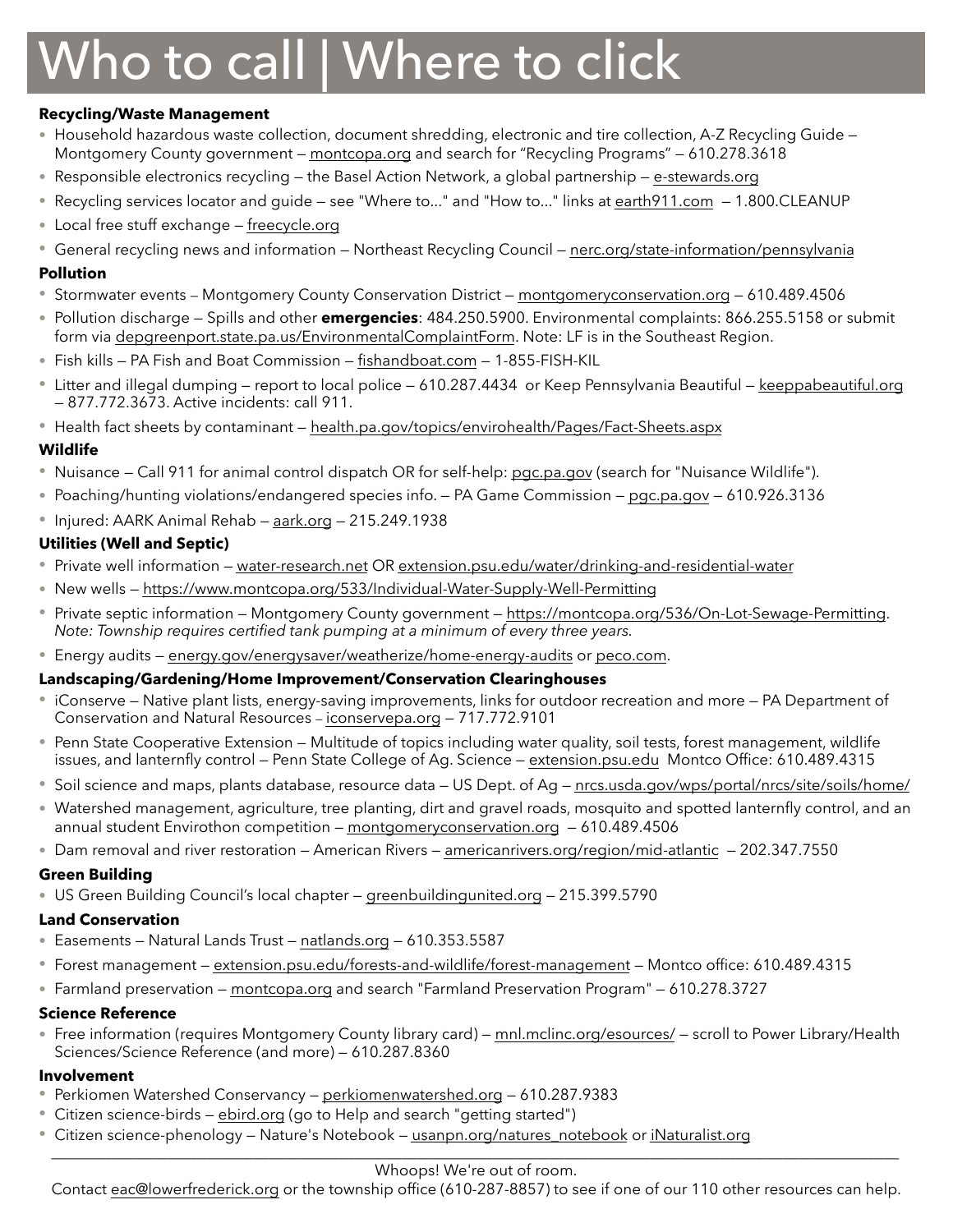# Who to call | Where to click

**Recycling/Waste Management**

- Household hazardous waste collection, document shredding, electronic and tire collection, A-Z Recycling Guide — Montgomery County government — montcopa.org and search for "Recycling Programs" — 610.278.3618
- Responsible electronics recycling — the Basel Action Network, a global partnership — e-stewards.org
- Recycling services locator and guide — see "Where to..." and "How to..." links at earth911.com — 1.800.CLEANUP
- Local free stuff exchange — freecycle.org
- General recycling news and information — Northeast Recycling Council — nerc.org/state-information/pennsylvania

**Pollution**

- Stormwater events – Montgomery County Conservation District — montgomeryconservation.org — 610.489.4506
- Pollution discharge — Spills and other **emergencies**: 484.250.5900. Environmental complaints: 866.255.5158 or submit form via depgreenport.state.pa.us/EnvironmentalComplaintForm. Note: LF is in the Southeast Region.
- Fish kills — PA Fish and Boat Commission — fishandboat.com — 1-855-FISH-KIL
- Litter and illegal dumping — report to local police — 610.287.4434 or Keep Pennsylvania Beautiful — keeppabeautiful.org — 877.772.3673. Active incidents: call 911.
- Health fact sheets by contaminant — health.pa.gov/topics/envirohealth/Pages/Fact-Sheets.aspx

**Wildlife**

- Nuisance — Call 911 for animal control dispatch OR for self-help: pgc.pa.gov (search for "Nuisance Wildlife").
- Poaching/hunting violations/endangered species info. — PA Game Commission — pgc.pa.gov — 610.926.3136
- Injured: AARK Animal Rehab — aark.org — 215.249.1938

**Utilities (Well and Septic)**

- Private well information — water-research.net OR extension.psu.edu/water/drinking-and-residential-water
- New wells — https://www.montcopa.org/533/Individual-Water-Supply-Well-Permitting
- Private septic information — Montgomery County government — https://montcopa.org/536/On-Lot-Sewage-Permitting. *Note: Township requires certified tank pumping at a minimum of every three years.*
- Energy audits — energy.gov/energysaver/weatherize/home-energy-audits or peco.com.

**Landscaping/Gardening/Home Improvement/Conservation Clearinghouses**

- iConserve — Native plant lists, energy-saving improvements, links for outdoor recreation and more — PA Department of Conservation and Natural Resources – iconservepa.org — 717.772.9101
- Penn State Cooperative Extension — Multitude of topics including water quality, soil tests, forest management, wildlife issues, and lanternfly control — Penn State College of Ag. Science — extension.psu.edu Montco Office: 610.489.4315
- Soil science and maps, plants database, resource data — US Dept. of Ag — nrcs.usda.gov/wps/portal/nrcs/site/soils/home/
- Watershed management, agriculture, tree planting, dirt and gravel roads, mosquito and spotted lanternfly control, and an annual student Envirothon competition — montgomeryconservation.org — 610.489.4506
- Dam removal and river restoration — American Rivers — americanrivers.org/region/mid-atlantic — 202.347.7550

**Green Building**

- US Green Building Council's local chapter — greenbuildingunited.org — 215.399.5790

**Land Conservation**

- Easements — Natural Lands Trust — natlands.org — 610.353.5587
- Forest management — extension.psu.edu/forests-and-wildlife/forest-management — Montco office: 610.489.4315
- Farmland preservation — montcopa.org and search "Farmland Preservation Program" — 610.278.3727

**Science Reference**

- Free information (requires Montgomery County library card) — mnl.mclinc.org/esources/ — scroll to Power Library/Health Sciences/Science Reference (and more) — 610.287.8360

**Involvement**

- Perkiomen Watershed Conservancy — perkiomenwatershed.org — 610.287.9383
- Citizen science-birds — ebird.org (go to Help and search "getting started")
- Citizen science-phenology — Nature's Notebook — usanpn.org/natures_notebook or iNaturalist.org

---

Whoops! We're out of room.

Contact eac@lowerfrederick.org or the township office (610-287-8857) to see if one of our 110 other resources can help.